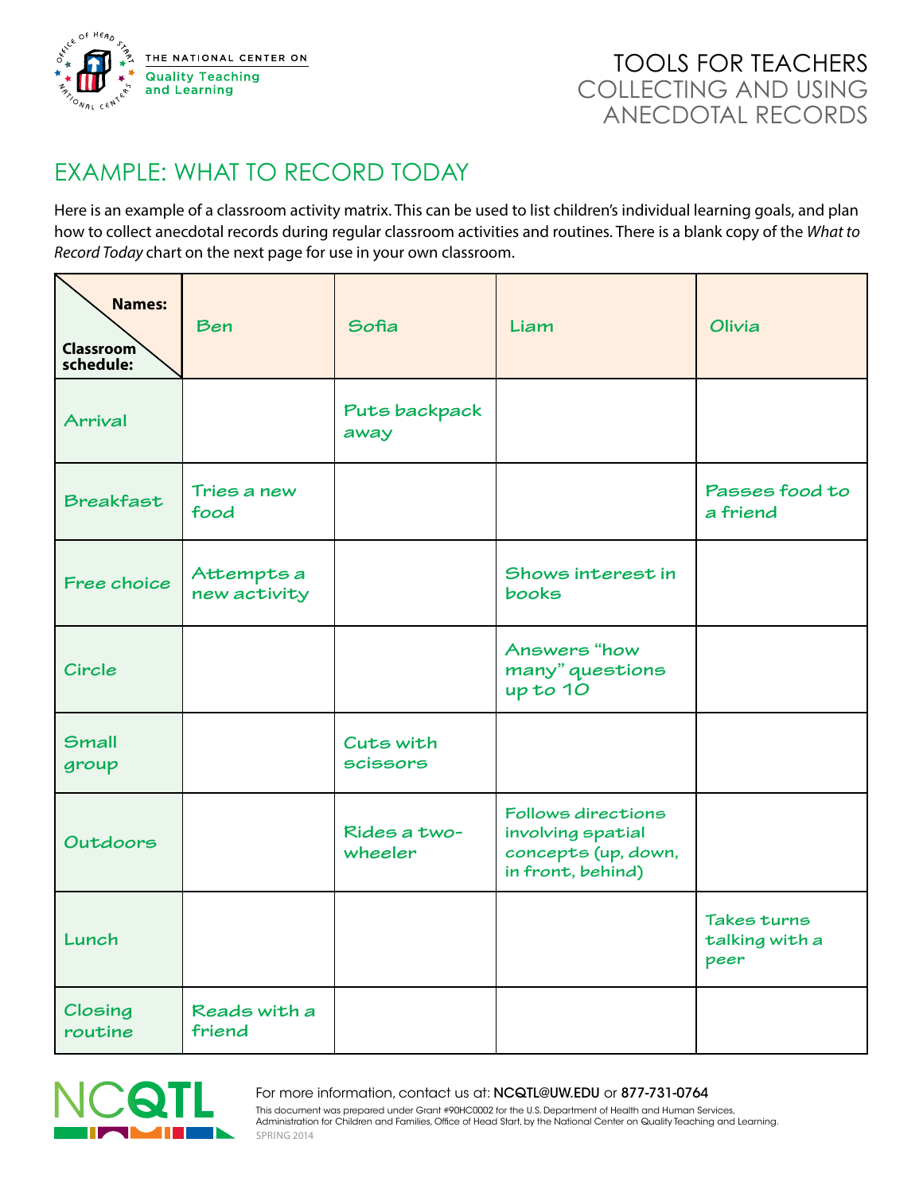THE NATIONAL CENTER ON Quality Teaching and Learning

# TOOLS FOR TEACHERS
## COLLECTING AND USING ANECDOTAL RECORDS

## EXAMPLE: WHAT TO RECORD TODAY

Here is an example of a classroom activity matrix. This can be used to list children's individual learning goals, and plan how to collect anecdotal records during regular classroom activities and routines. There is a blank copy of the *What to Record Today* chart on the next page for use in your own classroom.

| Names: / Classroom schedule: | Ben | Sofia | Liam | Olivia |
|---|---|---|---|---|
| Arrival | | Puts backpack away | | |
| Breakfast | Tries a new food | | | Passes food to a friend |
| Free choice | Attempts a new activity | | Shows interest in books | |
| Circle | | | Answers "how many" questions up to 10 | |
| Small group | | Cuts with scissors | | |
| Outdoors | | Rides a two-wheeler | Follows directions involving spatial concepts (up, down, in front, behind) | |
| Lunch | | | | Takes turns talking with a peer |
| Closing routine | Reads with a friend | | | |

For more information, contact us at: NCQTL@UW.EDU or 877-731-0764

This document was prepared under Grant #90HC0002 for the U.S. Department of Health and Human Services, Administration for Children and Families, Office of Head Start, by the National Center on Quality Teaching and Learning.

SPRING 2014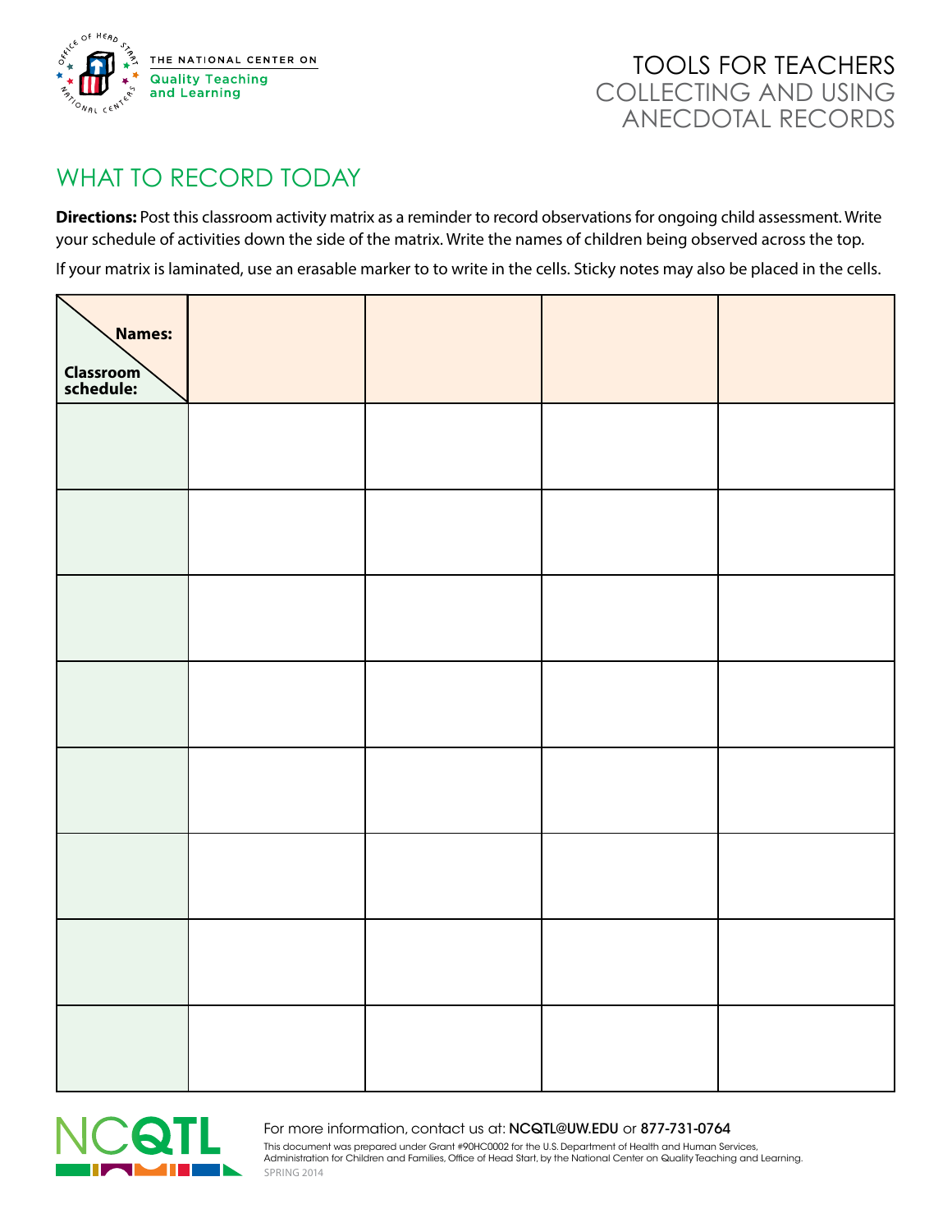# TOOLS FOR TEACHERS
## COLLECTING AND USING ANECDOTAL RECORDS

## WHAT TO RECORD TODAY

**Directions:** Post this classroom activity matrix as a reminder to record observations for ongoing child assessment. Write your schedule of activities down the side of the matrix. Write the names of children being observed across the top.

If your matrix is laminated, use an erasable marker to to write in the cells. Sticky notes may also be placed in the cells.

| **Names:** / **Classroom schedule:** | | | | |
|---|---|---|---|---|
| | | | | |
| | | | | |
| | | | | |
| | | | | |
| | | | | |
| | | | | |
| | | | | |
| | | | | |

For more information, contact us at: NCQTL@UW.EDU or 877-731-0764

This document was prepared under Grant #90HC0002 for the U.S. Department of Health and Human Services, Administration for Children and Families, Office of Head Start, by the National Center on Quality Teaching and Learning.

SPRING 2014